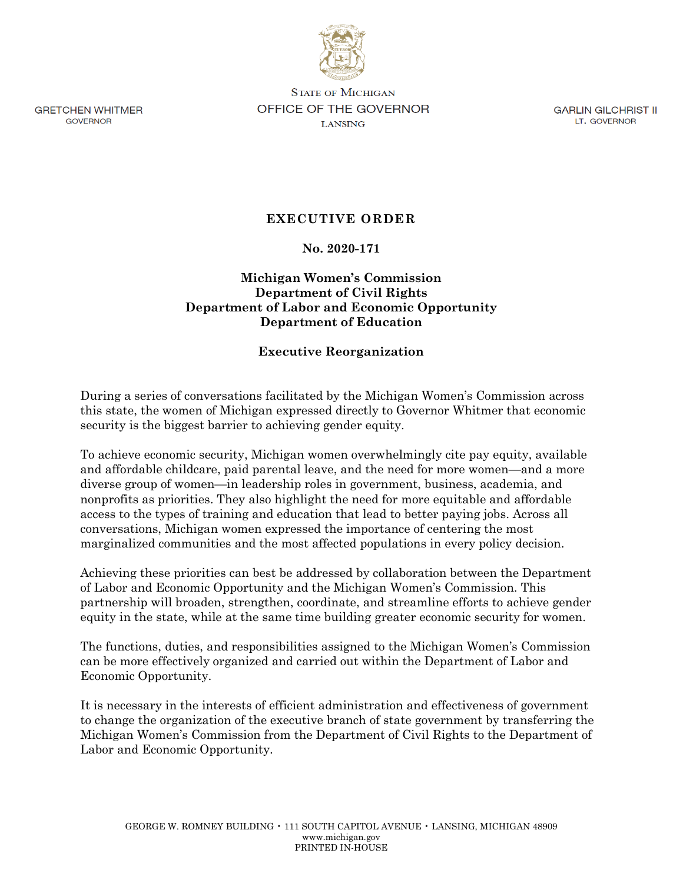GRETCHEN WHITMER
GOVERNOR

STATE OF MICHIGAN
OFFICE OF THE GOVERNOR
LANSING

GARLIN GILCHRIST II
LT. GOVERNOR

# EXECUTIVE ORDER

## No. 2020-171

## Michigan Women's Commission
## Department of Civil Rights
## Department of Labor and Economic Opportunity
## Department of Education

## Executive Reorganization

During a series of conversations facilitated by the Michigan Women's Commission across this state, the women of Michigan expressed directly to Governor Whitmer that economic security is the biggest barrier to achieving gender equity.

To achieve economic security, Michigan women overwhelmingly cite pay equity, available and affordable childcare, paid parental leave, and the need for more women—and a more diverse group of women—in leadership roles in government, business, academia, and nonprofits as priorities. They also highlight the need for more equitable and affordable access to the types of training and education that lead to better paying jobs. Across all conversations, Michigan women expressed the importance of centering the most marginalized communities and the most affected populations in every policy decision.

Achieving these priorities can best be addressed by collaboration between the Department of Labor and Economic Opportunity and the Michigan Women's Commission. This partnership will broaden, strengthen, coordinate, and streamline efforts to achieve gender equity in the state, while at the same time building greater economic security for women.

The functions, duties, and responsibilities assigned to the Michigan Women's Commission can be more effectively organized and carried out within the Department of Labor and Economic Opportunity.

It is necessary in the interests of efficient administration and effectiveness of government to change the organization of the executive branch of state government by transferring the Michigan Women's Commission from the Department of Civil Rights to the Department of Labor and Economic Opportunity.

GEORGE W. ROMNEY BUILDING • 111 SOUTH CAPITOL AVENUE • LANSING, MICHIGAN 48909
www.michigan.gov
PRINTED IN-HOUSE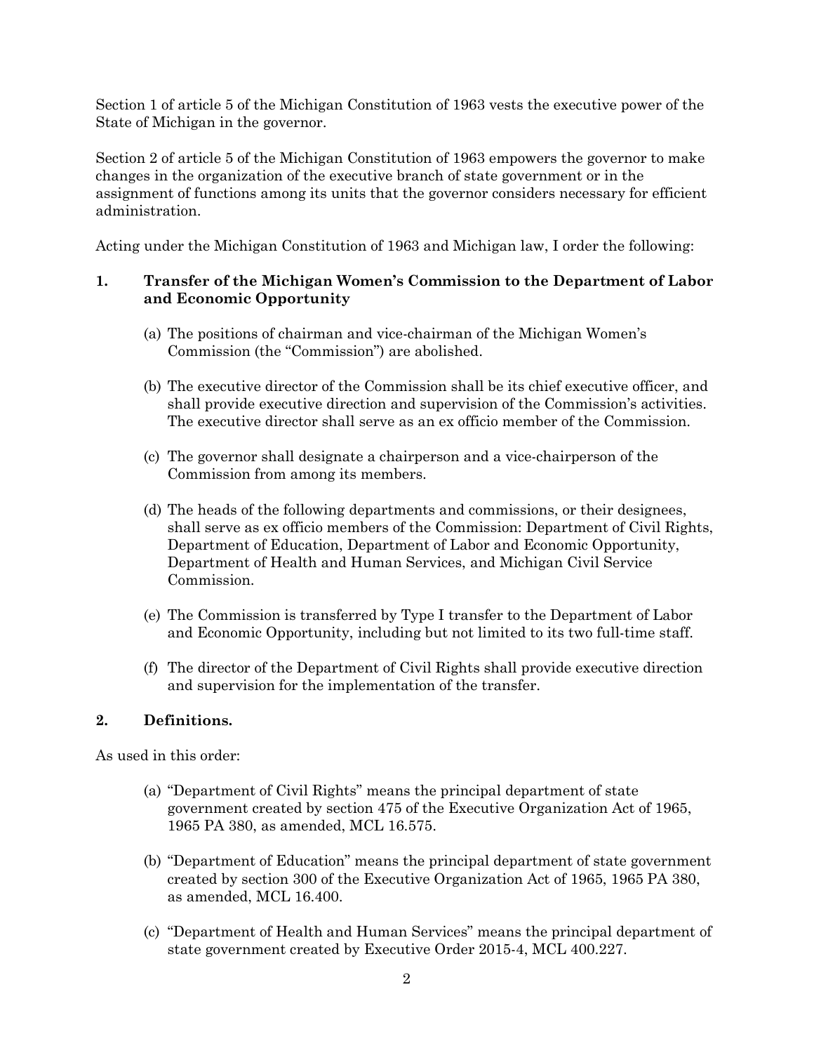Section 1 of article 5 of the Michigan Constitution of 1963 vests the executive power of the State of Michigan in the governor.

Section 2 of article 5 of the Michigan Constitution of 1963 empowers the governor to make changes in the organization of the executive branch of state government or in the assignment of functions among its units that the governor considers necessary for efficient administration.

Acting under the Michigan Constitution of 1963 and Michigan law, I order the following:

## 1. Transfer of the Michigan Women's Commission to the Department of Labor and Economic Opportunity

(a) The positions of chairman and vice-chairman of the Michigan Women's Commission (the "Commission") are abolished.

(b) The executive director of the Commission shall be its chief executive officer, and shall provide executive direction and supervision of the Commission's activities. The executive director shall serve as an ex officio member of the Commission.

(c) The governor shall designate a chairperson and a vice-chairperson of the Commission from among its members.

(d) The heads of the following departments and commissions, or their designees, shall serve as ex officio members of the Commission: Department of Civil Rights, Department of Education, Department of Labor and Economic Opportunity, Department of Health and Human Services, and Michigan Civil Service Commission.

(e) The Commission is transferred by Type I transfer to the Department of Labor and Economic Opportunity, including but not limited to its two full-time staff.

(f) The director of the Department of Civil Rights shall provide executive direction and supervision for the implementation of the transfer.

## 2. Definitions.

As used in this order:

(a) "Department of Civil Rights" means the principal department of state government created by section 475 of the Executive Organization Act of 1965, 1965 PA 380, as amended, MCL 16.575.

(b) "Department of Education" means the principal department of state government created by section 300 of the Executive Organization Act of 1965, 1965 PA 380, as amended, MCL 16.400.

(c) "Department of Health and Human Services" means the principal department of state government created by Executive Order 2015-4, MCL 400.227.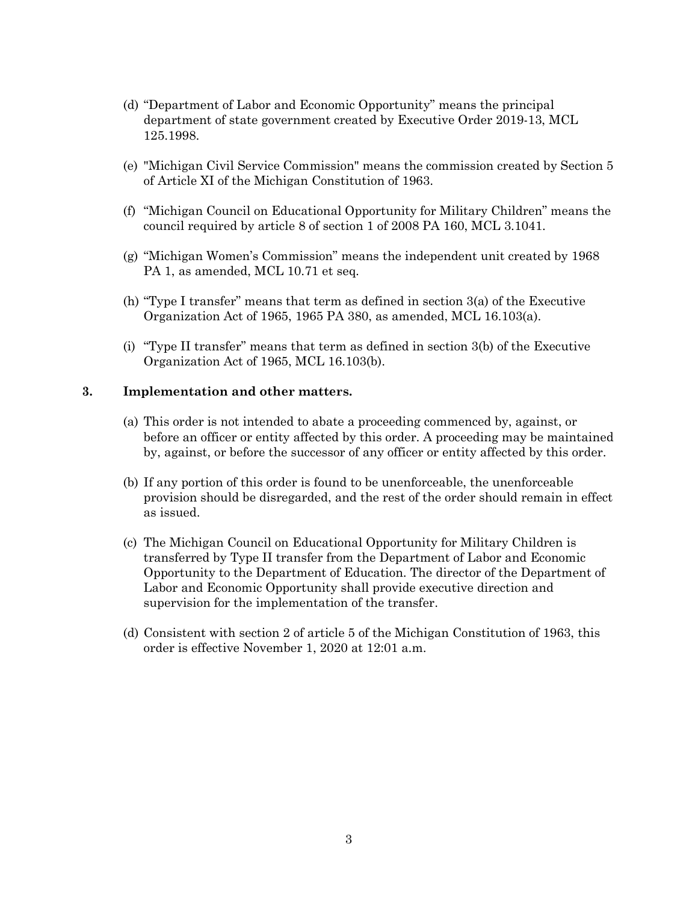(d) "Department of Labor and Economic Opportunity" means the principal department of state government created by Executive Order 2019-13, MCL 125.1998.

(e) "Michigan Civil Service Commission" means the commission created by Section 5 of Article XI of the Michigan Constitution of 1963.

(f) "Michigan Council on Educational Opportunity for Military Children" means the council required by article 8 of section 1 of 2008 PA 160, MCL 3.1041.

(g) "Michigan Women's Commission" means the independent unit created by 1968 PA 1, as amended, MCL 10.71 et seq.

(h) "Type I transfer" means that term as defined in section 3(a) of the Executive Organization Act of 1965, 1965 PA 380, as amended, MCL 16.103(a).

(i) "Type II transfer" means that term as defined in section 3(b) of the Executive Organization Act of 1965, MCL 16.103(b).

**3. Implementation and other matters.**

(a) This order is not intended to abate a proceeding commenced by, against, or before an officer or entity affected by this order. A proceeding may be maintained by, against, or before the successor of any officer or entity affected by this order.

(b) If any portion of this order is found to be unenforceable, the unenforceable provision should be disregarded, and the rest of the order should remain in effect as issued.

(c) The Michigan Council on Educational Opportunity for Military Children is transferred by Type II transfer from the Department of Labor and Economic Opportunity to the Department of Education. The director of the Department of Labor and Economic Opportunity shall provide executive direction and supervision for the implementation of the transfer.

(d) Consistent with section 2 of article 5 of the Michigan Constitution of 1963, this order is effective November 1, 2020 at 12:01 a.m.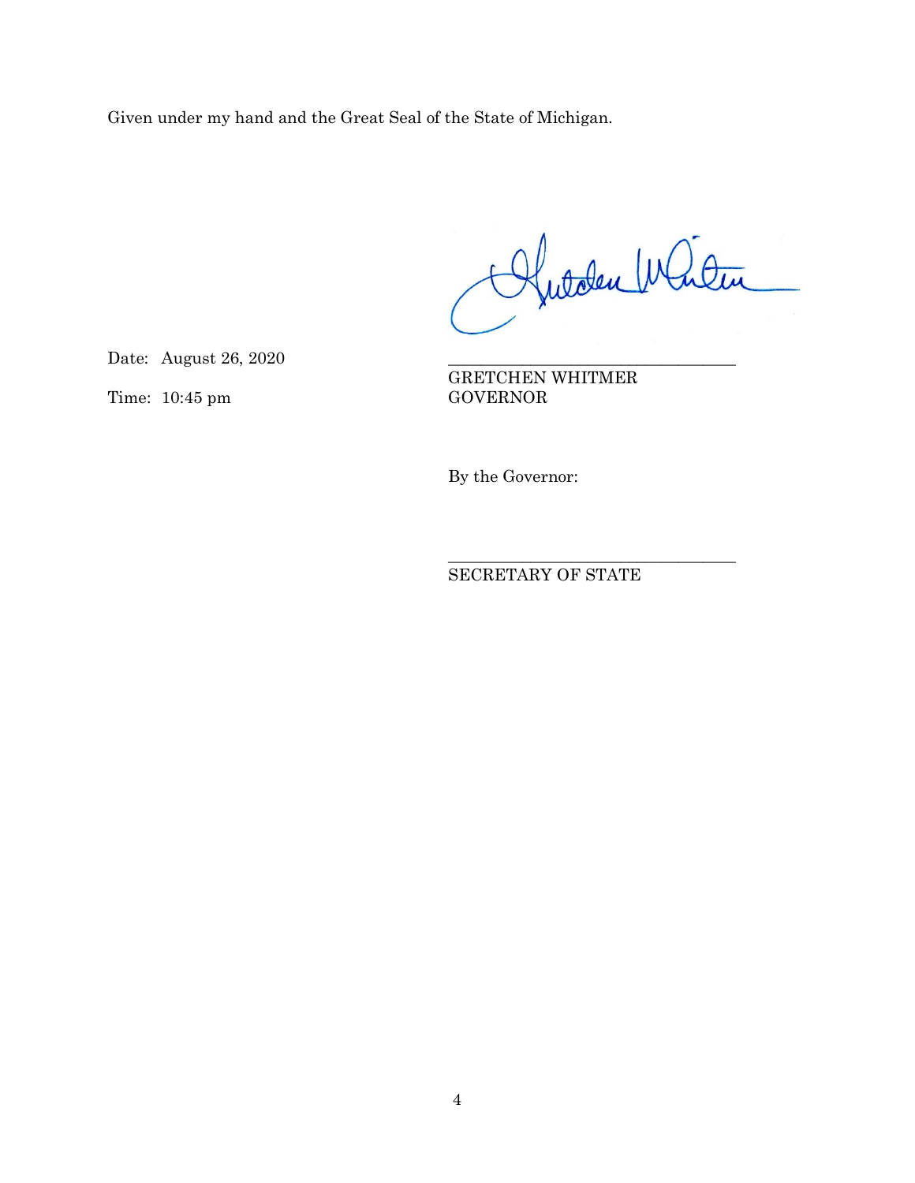Given under my hand and the Great Seal of the State of Michigan.

Date: August 26, 2020

Time: 10:45 pm

\_\_\_\_\_\_\_\_\_\_\_\_\_\_\_\_\_\_\_\_\_\_\_\_\_\_\_\_\_\_\_\_\_\_\_

GRETCHEN WHITMER
GOVERNOR

By the Governor:

\_\_\_\_\_\_\_\_\_\_\_\_\_\_\_\_\_\_\_\_\_\_\_\_\_\_\_\_\_\_\_\_\_\_\_

SECRETARY OF STATE